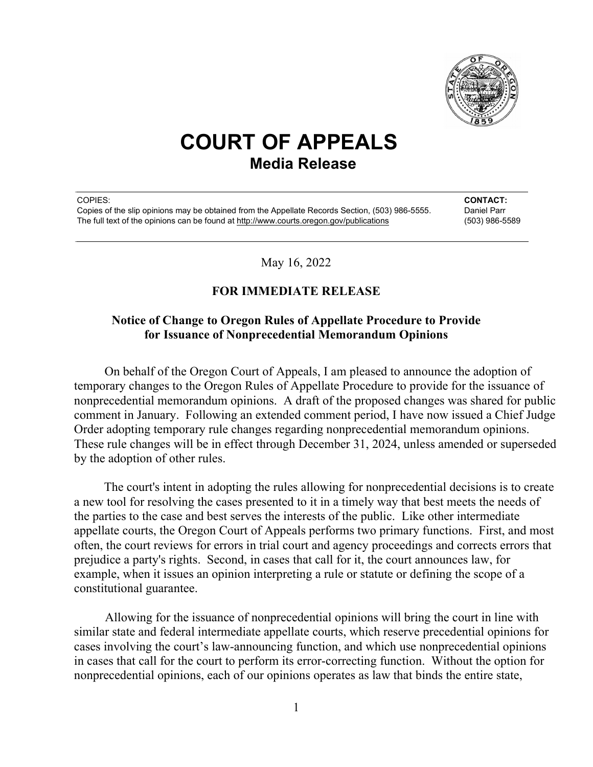# COURT OF APPEALS

## Media Release

COPIES:
Copies of the slip opinions may be obtained from the Appellate Records Section, (503) 986-5555.
The full text of the opinions can be found at http://www.courts.oregon.gov/publications

**CONTACT:**
Daniel Parr
(503) 986-5589

May 16, 2022

**FOR IMMEDIATE RELEASE**

**Notice of Change to Oregon Rules of Appellate Procedure to Provide for Issuance of Nonprecedential Memorandum Opinions**

On behalf of the Oregon Court of Appeals, I am pleased to announce the adoption of temporary changes to the Oregon Rules of Appellate Procedure to provide for the issuance of nonprecedential memorandum opinions. A draft of the proposed changes was shared for public comment in January. Following an extended comment period, I have now issued a Chief Judge Order adopting temporary rule changes regarding nonprecedential memorandum opinions. These rule changes will be in effect through December 31, 2024, unless amended or superseded by the adoption of other rules.

The court's intent in adopting the rules allowing for nonprecedential decisions is to create a new tool for resolving the cases presented to it in a timely way that best meets the needs of the parties to the case and best serves the interests of the public. Like other intermediate appellate courts, the Oregon Court of Appeals performs two primary functions. First, and most often, the court reviews for errors in trial court and agency proceedings and corrects errors that prejudice a party's rights. Second, in cases that call for it, the court announces law, for example, when it issues an opinion interpreting a rule or statute or defining the scope of a constitutional guarantee.

Allowing for the issuance of nonprecedential opinions will bring the court in line with similar state and federal intermediate appellate courts, which reserve precedential opinions for cases involving the court's law-announcing function, and which use nonprecedential opinions in cases that call for the court to perform its error-correcting function. Without the option for nonprecedential opinions, each of our opinions operates as law that binds the entire state,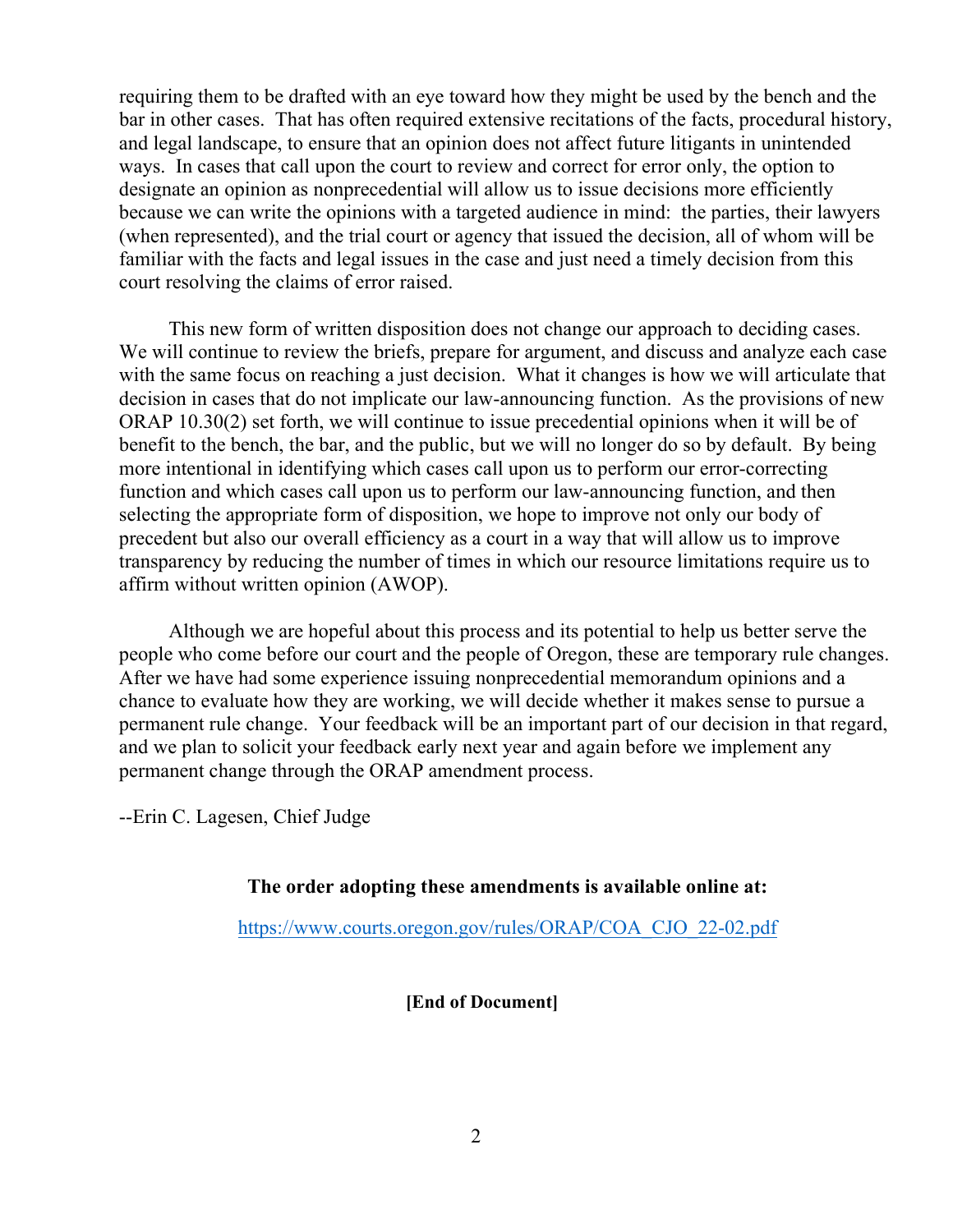requiring them to be drafted with an eye toward how they might be used by the bench and the bar in other cases. That has often required extensive recitations of the facts, procedural history, and legal landscape, to ensure that an opinion does not affect future litigants in unintended ways. In cases that call upon the court to review and correct for error only, the option to designate an opinion as nonprecedential will allow us to issue decisions more efficiently because we can write the opinions with a targeted audience in mind: the parties, their lawyers (when represented), and the trial court or agency that issued the decision, all of whom will be familiar with the facts and legal issues in the case and just need a timely decision from this court resolving the claims of error raised.

This new form of written disposition does not change our approach to deciding cases. We will continue to review the briefs, prepare for argument, and discuss and analyze each case with the same focus on reaching a just decision. What it changes is how we will articulate that decision in cases that do not implicate our law-announcing function. As the provisions of new ORAP 10.30(2) set forth, we will continue to issue precedential opinions when it will be of benefit to the bench, the bar, and the public, but we will no longer do so by default. By being more intentional in identifying which cases call upon us to perform our error-correcting function and which cases call upon us to perform our law-announcing function, and then selecting the appropriate form of disposition, we hope to improve not only our body of precedent but also our overall efficiency as a court in a way that will allow us to improve transparency by reducing the number of times in which our resource limitations require us to affirm without written opinion (AWOP).

Although we are hopeful about this process and its potential to help us better serve the people who come before our court and the people of Oregon, these are temporary rule changes. After we have had some experience issuing nonprecedential memorandum opinions and a chance to evaluate how they are working, we will decide whether it makes sense to pursue a permanent rule change. Your feedback will be an important part of our decision in that regard, and we plan to solicit your feedback early next year and again before we implement any permanent change through the ORAP amendment process.

--Erin C. Lagesen, Chief Judge

**The order adopting these amendments is available online at:**

https://www.courts.oregon.gov/rules/ORAP/COA_CJO_22-02.pdf

**[End of Document]**